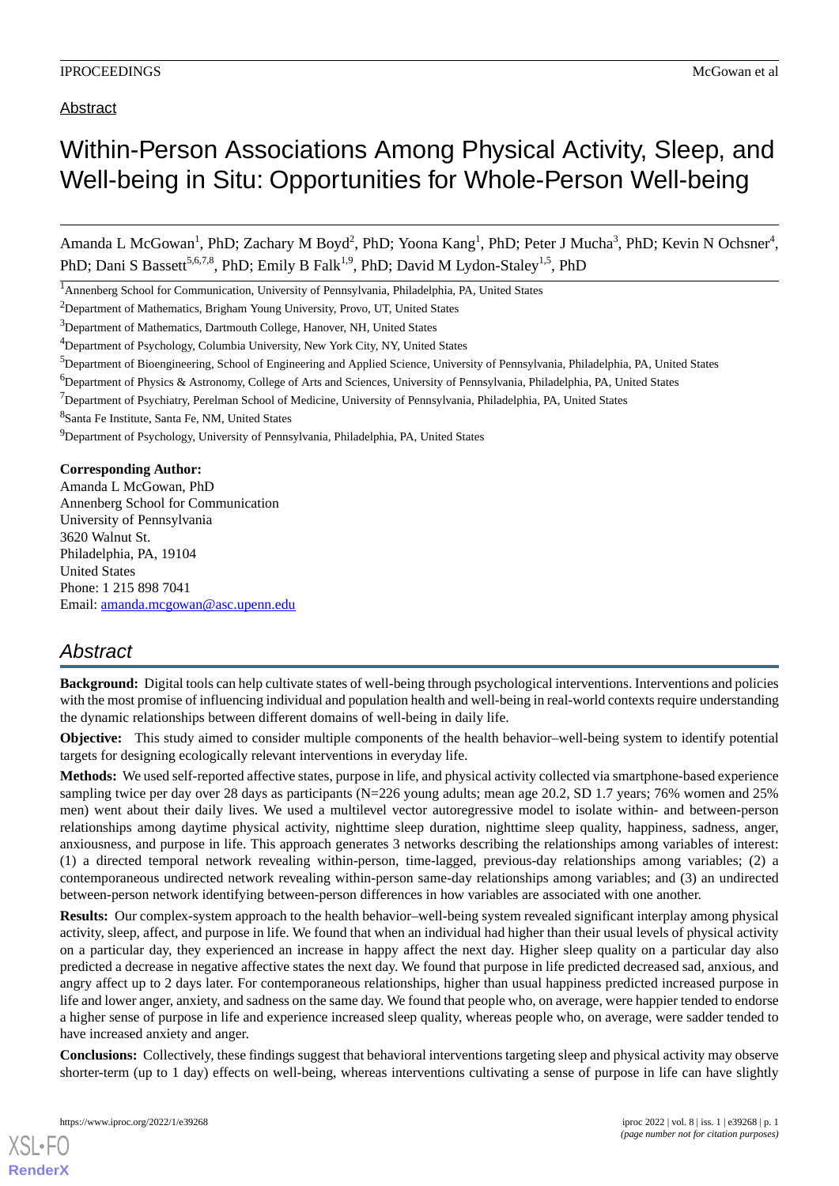Abstract

# Within-Person Associations Among Physical Activity, Sleep, and Well-being in Situ: Opportunities for Whole-Person Well-being

Amanda L McGowan[1], PhD; Zachary M Boyd[2], PhD; Yoona Kang[1], PhD; Peter J Mucha[3], PhD; Kevin N Ochsner[4], PhD; Dani S Bassett[5,6,7,8], PhD; Emily B Falk[1,9], PhD; David M Lydon-Staley[1,5], PhD

[1]Annenberg School for Communication, University of Pennsylvania, Philadelphia, PA, United States

[2]Department of Mathematics, Brigham Young University, Provo, UT, United States

[3]Department of Mathematics, Dartmouth College, Hanover, NH, United States

[4]Department of Psychology, Columbia University, New York City, NY, United States

[5]Department of Bioengineering, School of Engineering and Applied Science, University of Pennsylvania, Philadelphia, PA, United States

[6]Department of Physics & Astronomy, College of Arts and Sciences, University of Pennsylvania, Philadelphia, PA, United States

[7]Department of Psychiatry, Perelman School of Medicine, University of Pennsylvania, Philadelphia, PA, United States

[8]Santa Fe Institute, Santa Fe, NM, United States

[9]Department of Psychology, University of Pennsylvania, Philadelphia, PA, United States

**Corresponding Author:**
Amanda L McGowan, PhD
Annenberg School for Communication
University of Pennsylvania
3620 Walnut St.
Philadelphia, PA, 19104
United States
Phone: 1 215 898 7041
Email: amanda.mcgowan@asc.upenn.edu

## *Abstract*

**Background:** Digital tools can help cultivate states of well-being through psychological interventions. Interventions and policies with the most promise of influencing individual and population health and well-being in real-world contexts require understanding the dynamic relationships between different domains of well-being in daily life.

**Objective:** This study aimed to consider multiple components of the health behavior–well-being system to identify potential targets for designing ecologically relevant interventions in everyday life.

**Methods:** We used self-reported affective states, purpose in life, and physical activity collected via smartphone-based experience sampling twice per day over 28 days as participants (N=226 young adults; mean age 20.2, SD 1.7 years; 76% women and 25% men) went about their daily lives. We used a multilevel vector autoregressive model to isolate within- and between-person relationships among daytime physical activity, nighttime sleep duration, nighttime sleep quality, happiness, sadness, anger, anxiousness, and purpose in life. This approach generates 3 networks describing the relationships among variables of interest: (1) a directed temporal network revealing within-person, time-lagged, previous-day relationships among variables; (2) a contemporaneous undirected network revealing within-person same-day relationships among variables; and (3) an undirected between-person network identifying between-person differences in how variables are associated with one another.

**Results:** Our complex-system approach to the health behavior–well-being system revealed significant interplay among physical activity, sleep, affect, and purpose in life. We found that when an individual had higher than their usual levels of physical activity on a particular day, they experienced an increase in happy affect the next day. Higher sleep quality on a particular day also predicted a decrease in negative affective states the next day. We found that purpose in life predicted decreased sad, anxious, and angry affect up to 2 days later. For contemporaneous relationships, higher than usual happiness predicted increased purpose in life and lower anger, anxiety, and sadness on the same day. We found that people who, on average, were happier tended to endorse a higher sense of purpose in life and experience increased sleep quality, whereas people who, on average, were sadder tended to have increased anxiety and anger.

**Conclusions:** Collectively, these findings suggest that behavioral interventions targeting sleep and physical activity may observe shorter-term (up to 1 day) effects on well-being, whereas interventions cultivating a sense of purpose in life can have slightly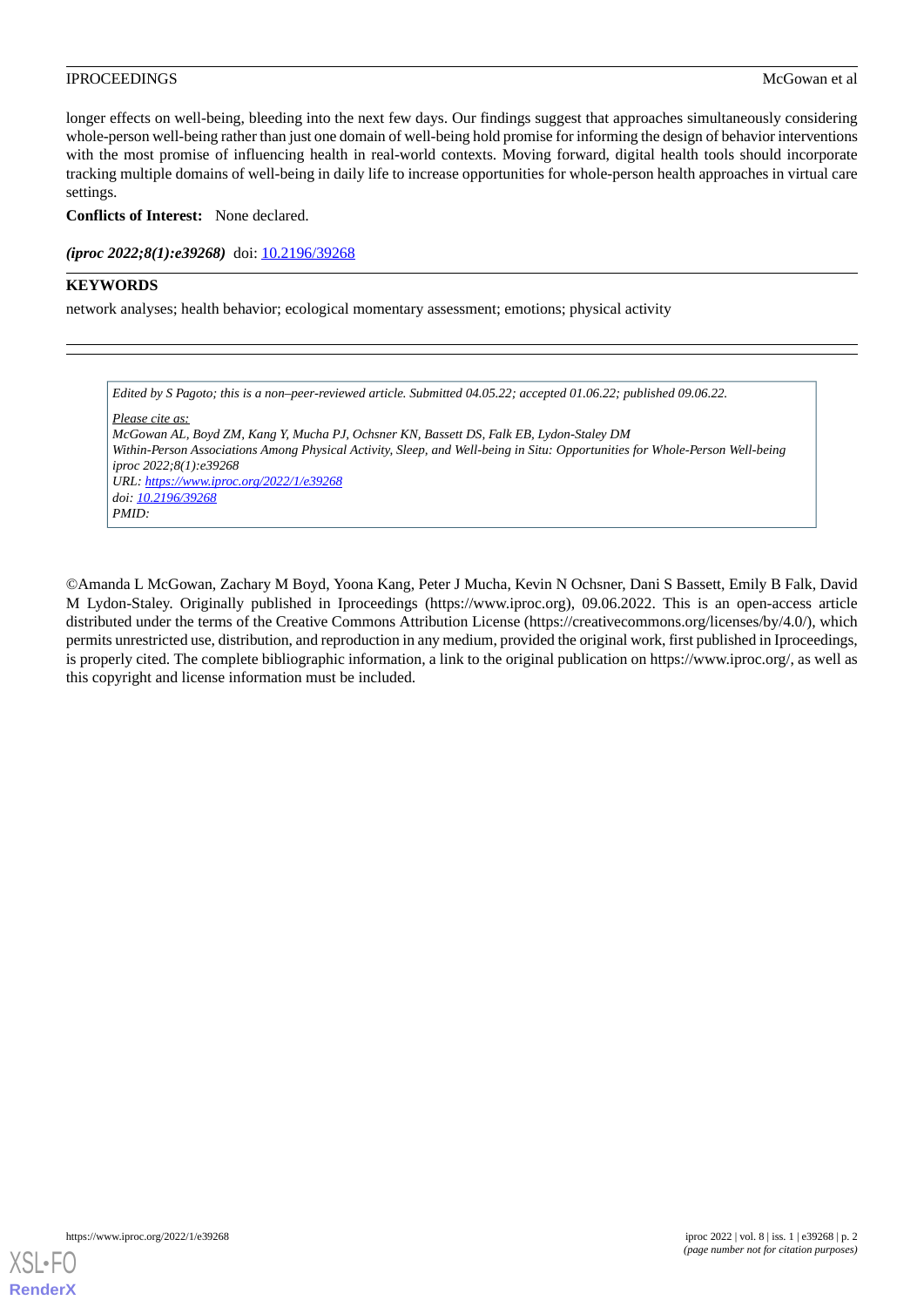longer effects on well-being, bleeding into the next few days. Our findings suggest that approaches simultaneously considering whole-person well-being rather than just one domain of well-being hold promise for informing the design of behavior interventions with the most promise of influencing health in real-world contexts. Moving forward, digital health tools should incorporate tracking multiple domains of well-being in daily life to increase opportunities for whole-person health approaches in virtual care settings.

**Conflicts of Interest:** None declared.

***(iproc 2022;8(1):e39268)*** doi: 10.2196/39268

## KEYWORDS

network analyses; health behavior; ecological momentary assessment; emotions; physical activity

*Edited by S Pagoto; this is a non–peer-reviewed article. Submitted 04.05.22; accepted 01.06.22; published 09.06.22.*

*Please cite as:*
*McGowan AL, Boyd ZM, Kang Y, Mucha PJ, Ochsner KN, Bassett DS, Falk EB, Lydon-Staley DM*
*Within-Person Associations Among Physical Activity, Sleep, and Well-being in Situ: Opportunities for Whole-Person Well-being*
*iproc 2022;8(1):e39268*
*URL: https://www.iproc.org/2022/1/e39268*
*doi: 10.2196/39268*
*PMID:*

©Amanda L McGowan, Zachary M Boyd, Yoona Kang, Peter J Mucha, Kevin N Ochsner, Dani S Bassett, Emily B Falk, David M Lydon-Staley. Originally published in Iproceedings (https://www.iproc.org), 09.06.2022. This is an open-access article distributed under the terms of the Creative Commons Attribution License (https://creativecommons.org/licenses/by/4.0/), which permits unrestricted use, distribution, and reproduction in any medium, provided the original work, first published in Iproceedings, is properly cited. The complete bibliographic information, a link to the original publication on https://www.iproc.org/, as well as this copyright and license information must be included.